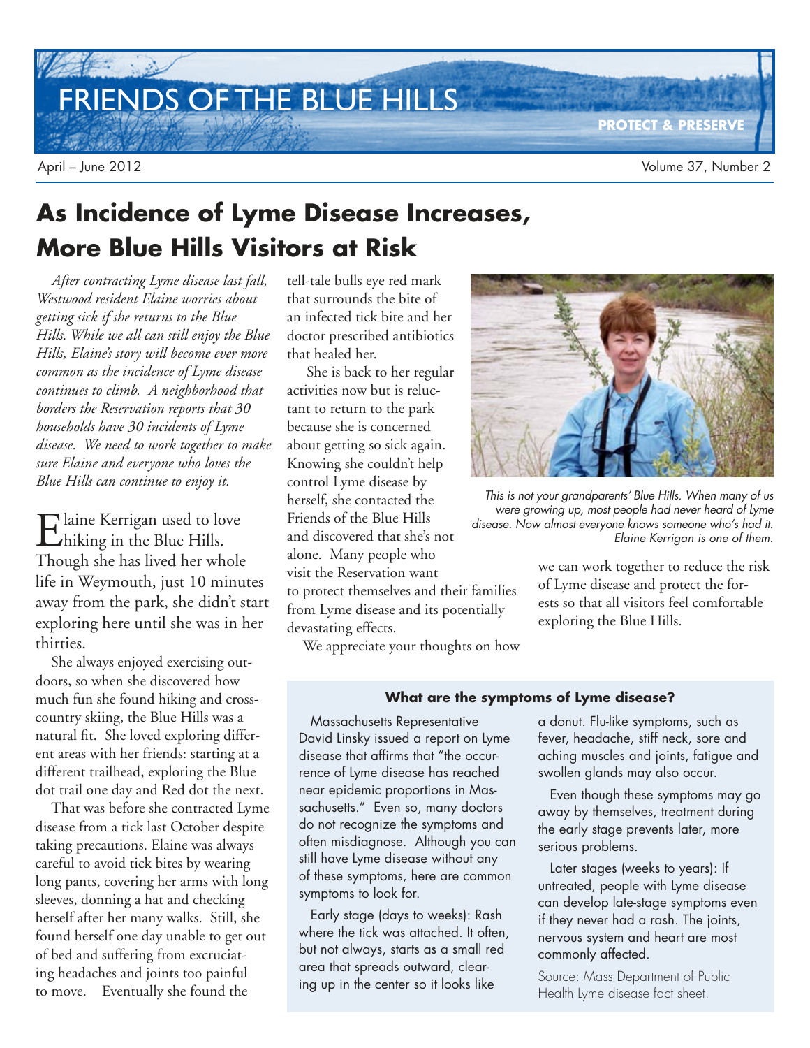# FRIENDS OF THE BLUE HILLS

PROTECT & PRESERVE

April – June 2012 Volume 37, Number 2

## As Incidence of Lyme Disease Increases, More Blue Hills Visitors at Risk

*After contracting Lyme disease last fall, Westwood resident Elaine worries about getting sick if she returns to the Blue Hills. While we all can still enjoy the Blue Hills, Elaine's story will become ever more common as the incidence of Lyme disease continues to climb. A neighborhood that borders the Reservation reports that 30 households have 30 incidents of Lyme disease. We need to work together to make sure Elaine and everyone who loves the Blue Hills can continue to enjoy it.*

Elaine Kerrigan used to love hiking in the Blue Hills. Though she has lived her whole life in Weymouth, just 10 minutes away from the park, she didn't start exploring here until she was in her thirties.

She always enjoyed exercising outdoors, so when she discovered how much fun she found hiking and cross-country skiing, the Blue Hills was a natural fit. She loved exploring different areas with her friends: starting at a different trailhead, exploring the Blue dot trail one day and Red dot the next.

That was before she contracted Lyme disease from a tick last October despite taking precautions. Elaine was always careful to avoid tick bites by wearing long pants, covering her arms with long sleeves, donning a hat and checking herself after her many walks. Still, she found herself one day unable to get out of bed and suffering from excruciating headaches and joints too painful to move. Eventually she found the tell-tale bulls eye red mark that surrounds the bite of an infected tick bite and her doctor prescribed antibiotics that healed her.

She is back to her regular activities now but is reluctant to return to the park because she is concerned about getting so sick again. Knowing she couldn't help control Lyme disease by herself, she contacted the Friends of the Blue Hills and discovered that she's not alone. Many people who visit the Reservation want to protect themselves and their families from Lyme disease and its potentially devastating effects.

We appreciate your thoughts on how we can work together to reduce the risk of Lyme disease and protect the forests so that all visitors feel comfortable exploring the Blue Hills.

*This is not your grandparents' Blue Hills. When many of us were growing up, most people had never heard of Lyme disease. Now almost everyone knows someone who's had it. Elaine Kerrigan is one of them.*

### What are the symptoms of Lyme disease?

Massachusetts Representative David Linsky issued a report on Lyme disease that affirms that "the occurrence of Lyme disease has reached near epidemic proportions in Massachusetts." Even so, many doctors do not recognize the symptoms and often misdiagnose. Although you can still have Lyme disease without any of these symptoms, here are common symptoms to look for.

Early stage (days to weeks): Rash where the tick was attached. It often, but not always, starts as a small red area that spreads outward, clearing up in the center so it looks like a donut. Flu-like symptoms, such as fever, headache, stiff neck, sore and aching muscles and joints, fatigue and swollen glands may also occur.

Even though these symptoms may go away by themselves, treatment during the early stage prevents later, more serious problems.

Later stages (weeks to years): If untreated, people with Lyme disease can develop late-stage symptoms even if they never had a rash. The joints, nervous system and heart are most commonly affected.

Source: Mass Department of Public Health Lyme disease fact sheet.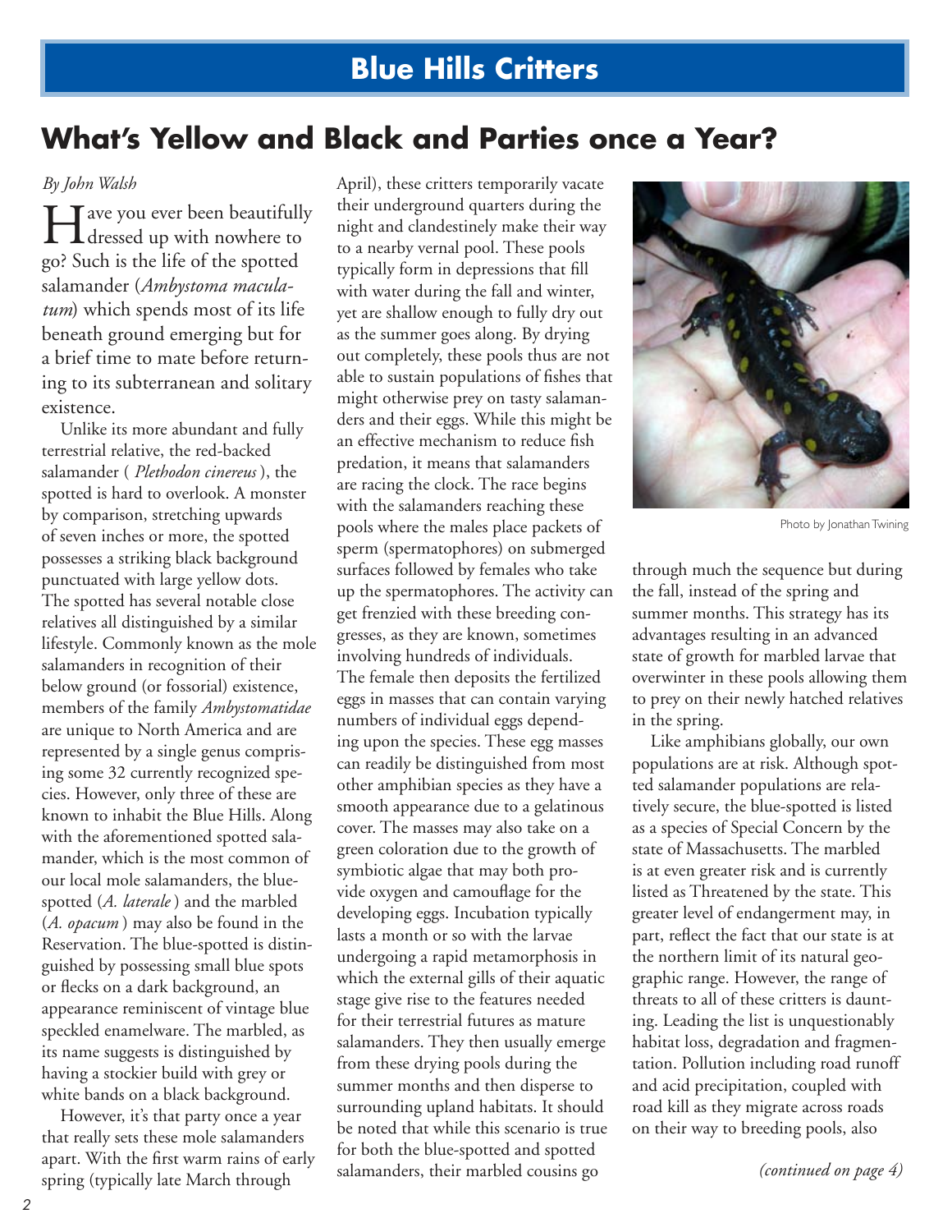## Blue Hills Critters

# What's Yellow and Black and Parties once a Year?

*By John Walsh*

Have you ever been beautifully dressed up with nowhere to go? Such is the life of the spotted salamander (*Ambystoma maculatum*) which spends most of its life beneath ground emerging but for a brief time to mate before returning to its subterranean and solitary existence.

Unlike its more abundant and fully terrestrial relative, the red-backed salamander ( *Plethodon cinereus* ), the spotted is hard to overlook. A monster by comparison, stretching upwards of seven inches or more, the spotted possesses a striking black background punctuated with large yellow dots. The spotted has several notable close relatives all distinguished by a similar lifestyle. Commonly known as the mole salamanders in recognition of their below ground (or fossorial) existence, members of the family *Ambystomatidae* are unique to North America and are represented by a single genus comprising some 32 currently recognized species. However, only three of these are known to inhabit the Blue Hills. Along with the aforementioned spotted salamander, which is the most common of our local mole salamanders, the blue-spotted (*A. laterale* ) and the marbled (*A. opacum* ) may also be found in the Reservation. The blue-spotted is distinguished by possessing small blue spots or flecks on a dark background, an appearance reminiscent of vintage blue speckled enamelware. The marbled, as its name suggests is distinguished by having a stockier build with grey or white bands on a black background.

However, it's that party once a year that really sets these mole salamanders apart. With the first warm rains of early spring (typically late March through April), these critters temporarily vacate their underground quarters during the night and clandestinely make their way to a nearby vernal pool. These pools typically form in depressions that fill with water during the fall and winter, yet are shallow enough to fully dry out as the summer goes along. By drying out completely, these pools thus are not able to sustain populations of fishes that might otherwise prey on tasty salamanders and their eggs. While this might be an effective mechanism to reduce fish predation, it means that salamanders are racing the clock. The race begins with the salamanders reaching these pools where the males place packets of sperm (spermatophores) on submerged surfaces followed by females who take up the spermatophores. The activity can get frenzied with these breeding congresses, as they are known, sometimes involving hundreds of individuals. The female then deposits the fertilized eggs in masses that can contain varying numbers of individual eggs depending upon the species. These egg masses can readily be distinguished from most other amphibian species as they have a smooth appearance due to a gelatinous cover. The masses may also take on a green coloration due to the growth of symbiotic algae that may both provide oxygen and camouflage for the developing eggs. Incubation typically lasts a month or so with the larvae undergoing a rapid metamorphosis in which the external gills of their aquatic stage give rise to the features needed for their terrestrial futures as mature salamanders. They then usually emerge from these drying pools during the summer months and then disperse to surrounding upland habitats. It should be noted that while this scenario is true for both the blue-spotted and spotted salamanders, their marbled cousins go through much the sequence but during the fall, instead of the spring and summer months. This strategy has its advantages resulting in an advanced state of growth for marbled larvae that overwinter in these pools allowing them to prey on their newly hatched relatives in the spring.

Photo by Jonathan Twining

Like amphibians globally, our own populations are at risk. Although spotted salamander populations are relatively secure, the blue-spotted is listed as a species of Special Concern by the state of Massachusetts. The marbled is at even greater risk and is currently listed as Threatened by the state. This greater level of endangerment may, in part, reflect the fact that our state is at the northern limit of its natural geographic range. However, the range of threats to all of these critters is daunting. Leading the list is unquestionably habitat loss, degradation and fragmentation. Pollution including road runoff and acid precipitation, coupled with road kill as they migrate across roads on their way to breeding pools, also

*(continued on page 4)*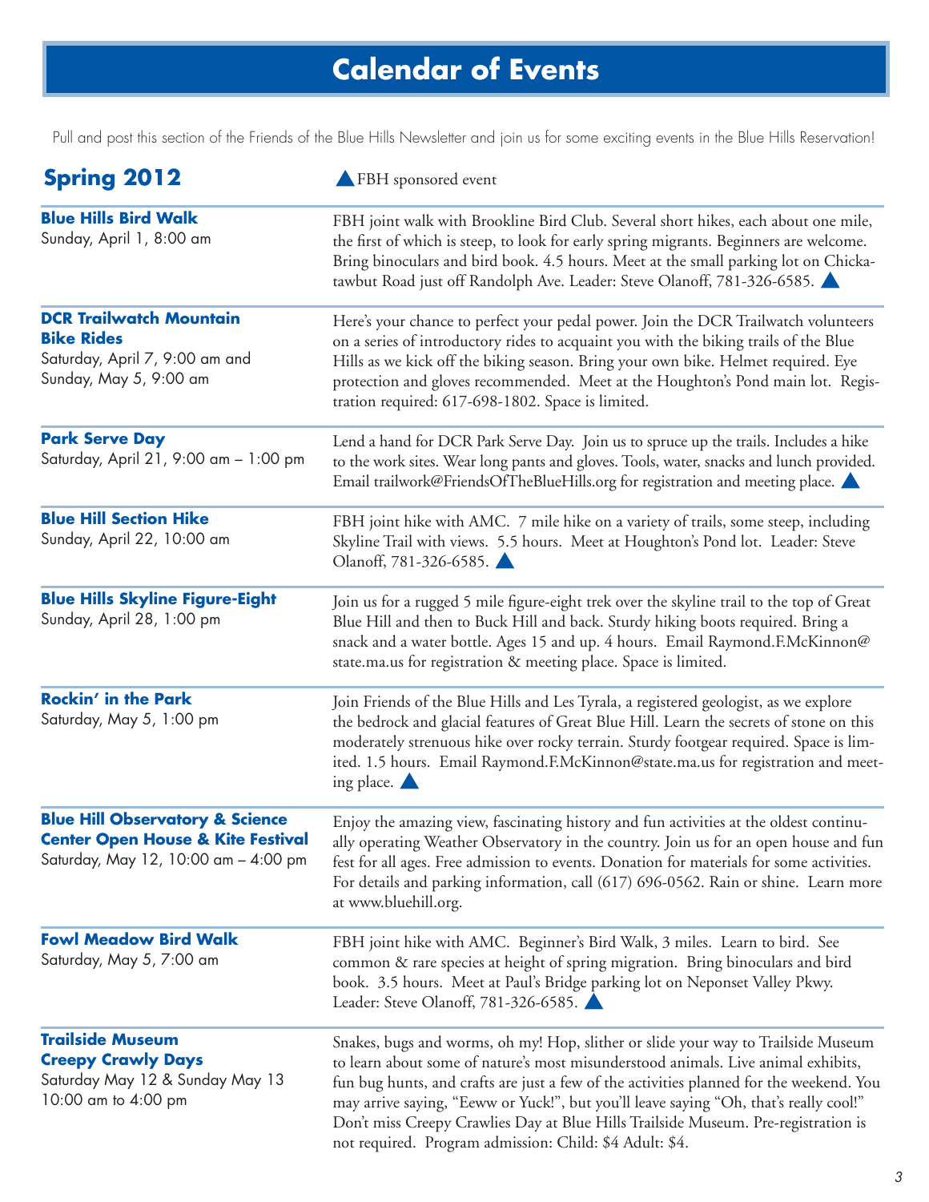# Calendar of Events

Pull and post this section of the Friends of the Blue Hills Newsletter and join us for some exciting events in the Blue Hills Reservation!

## Spring 2012

▲ FBH sponsored event

| Event | Description |
|---|---|
| **Blue Hills Bird Walk**<br>Sunday, April 1, 8:00 am | FBH joint walk with Brookline Bird Club. Several short hikes, each about one mile, the first of which is steep, to look for early spring migrants. Beginners are welcome. Bring binoculars and bird book. 4.5 hours. Meet at the small parking lot on Chickatawbut Road just off Randolph Ave. Leader: Steve Olanoff, 781-326-6585. ▲ |
| **DCR Trailwatch Mountain Bike Rides**<br>Saturday, April 7, 9:00 am and Sunday, May 5, 9:00 am | Here's your chance to perfect your pedal power. Join the DCR Trailwatch volunteers on a series of introductory rides to acquaint you with the biking trails of the Blue Hills as we kick off the biking season. Bring your own bike. Helmet required. Eye protection and gloves recommended. Meet at the Houghton's Pond main lot. Registration required: 617-698-1802. Space is limited. |
| **Park Serve Day**<br>Saturday, April 21, 9:00 am – 1:00 pm | Lend a hand for DCR Park Serve Day. Join us to spruce up the trails. Includes a hike to the work sites. Wear long pants and gloves. Tools, water, snacks and lunch provided. Email trailwork@FriendsOfTheBlueHills.org for registration and meeting place. ▲ |
| **Blue Hill Section Hike**<br>Sunday, April 22, 10:00 am | FBH joint hike with AMC. 7 mile hike on a variety of trails, some steep, including Skyline Trail with views. 5.5 hours. Meet at Houghton's Pond lot. Leader: Steve Olanoff, 781-326-6585. ▲ |
| **Blue Hills Skyline Figure-Eight**<br>Sunday, April 28, 1:00 pm | Join us for a rugged 5 mile figure-eight trek over the skyline trail to the top of Great Blue Hill and then to Buck Hill and back. Sturdy hiking boots required. Bring a snack and a water bottle. Ages 15 and up. 4 hours. Email Raymond.F.McKinnon@state.ma.us for registration & meeting place. Space is limited. |
| **Rockin' in the Park**<br>Saturday, May 5, 1:00 pm | Join Friends of the Blue Hills and Les Tyrala, a registered geologist, as we explore the bedrock and glacial features of Great Blue Hill. Learn the secrets of stone on this moderately strenuous hike over rocky terrain. Sturdy footgear required. Space is limited. 1.5 hours. Email Raymond.F.McKinnon@state.ma.us for registration and meeting place. ▲ |
| **Blue Hill Observatory & Science Center Open House & Kite Festival**<br>Saturday, May 12, 10:00 am – 4:00 pm | Enjoy the amazing view, fascinating history and fun activities at the oldest continually operating Weather Observatory in the country. Join us for an open house and fun fest for all ages. Free admission to events. Donation for materials for some activities. For details and parking information, call (617) 696-0562. Rain or shine. Learn more at www.bluehill.org. |
| **Fowl Meadow Bird Walk**<br>Saturday, May 5, 7:00 am | FBH joint hike with AMC. Beginner's Bird Walk, 3 miles. Learn to bird. See common & rare species at height of spring migration. Bring binoculars and bird book. 3.5 hours. Meet at Paul's Bridge parking lot on Neponset Valley Pkwy. Leader: Steve Olanoff, 781-326-6585. ▲ |
| **Trailside Museum Creepy Crawly Days**<br>Saturday May 12 & Sunday May 13 10:00 am to 4:00 pm | Snakes, bugs and worms, oh my! Hop, slither or slide your way to Trailside Museum to learn about some of nature's most misunderstood animals. Live animal exhibits, fun bug hunts, and crafts are just a few of the activities planned for the weekend. You may arrive saying, "Eeww or Yuck!", but you'll leave saying "Oh, that's really cool!" Don't miss Creepy Crawlies Day at Blue Hills Trailside Museum. Pre-registration is not required. Program admission: Child: $4 Adult: $4. |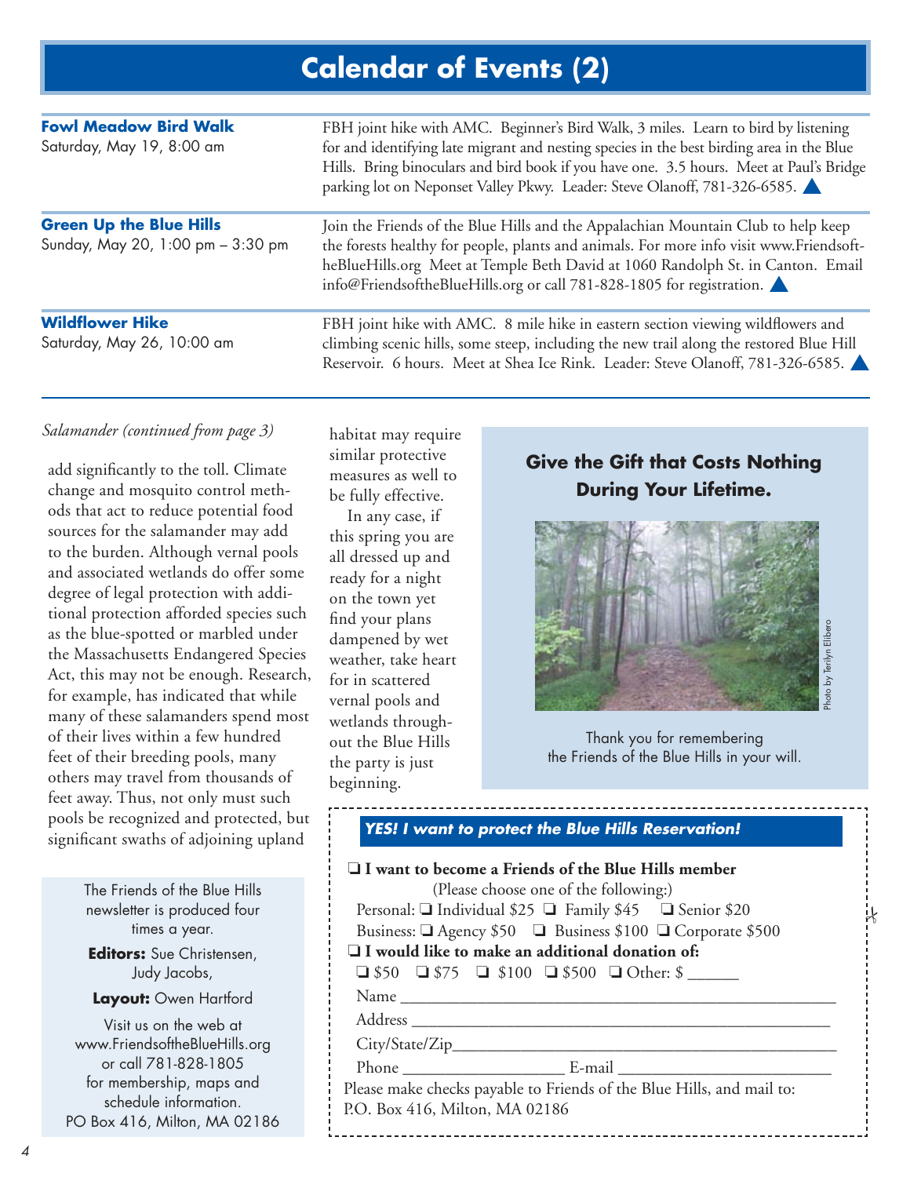# Calendar of Events (2)

| | |
|---|---|
| **Fowl Meadow Bird Walk**<br>Saturday, May 19, 8:00 am | FBH joint hike with AMC. Beginner's Bird Walk, 3 miles. Learn to bird by listening for and identifying late migrant and nesting species in the best birding area in the Blue Hills. Bring binoculars and bird book if you have one. 3.5 hours. Meet at Paul's Bridge parking lot on Neponset Valley Pkwy. Leader: Steve Olanoff, 781-326-6585. |
| **Green Up the Blue Hills**<br>Sunday, May 20, 1:00 pm – 3:30 pm | Join the Friends of the Blue Hills and the Appalachian Mountain Club to help keep the forests healthy for people, plants and animals. For more info visit www.FriendsoftheBlueHills.org Meet at Temple Beth David at 1060 Randolph St. in Canton. Email info@FriendsoftheBlueHills.org or call 781-828-1805 for registration. |
| **Wildflower Hike**<br>Saturday, May 26, 10:00 am | FBH joint hike with AMC. 8 mile hike in eastern section viewing wildflowers and climbing scenic hills, some steep, including the new trail along the restored Blue Hill Reservoir. 6 hours. Meet at Shea Ice Rink. Leader: Steve Olanoff, 781-326-6585. |

*Salamander (continued from page 3)*

add significantly to the toll. Climate change and mosquito control methods that act to reduce potential food sources for the salamander may add to the burden. Although vernal pools and associated wetlands do offer some degree of legal protection with additional protection afforded species such as the blue-spotted or marbled under the Massachusetts Endangered Species Act, this may not be enough. Research, for example, has indicated that while many of these salamanders spend most of their lives within a few hundred feet of their breeding pools, many others may travel from thousands of feet away. Thus, not only must such pools be recognized and protected, but significant swaths of adjoining upland habitat may require similar protective measures as well to be fully effective.

In any case, if this spring you are all dressed up and ready for a night on the town yet find your plans dampened by wet weather, take heart for in scattered vernal pools and wetlands throughout the Blue Hills the party is just beginning.

The Friends of the Blue Hills newsletter is produced four times a year.

**Editors:** Sue Christensen, Judy Jacobs,

**Layout:** Owen Hartford

Visit us on the web at www.FriendsoftheBlueHills.org or call 781-828-1805 for membership, maps and schedule information.
PO Box 416, Milton, MA 02186

## Give the Gift that Costs Nothing During Your Lifetime.

Photo by Terilyn Elibero

Thank you for remembering the Friends of the Blue Hills in your will.

### *YES! I want to protect the Blue Hills Reservation!*

❑ **I want to become a Friends of the Blue Hills member**
(Please choose one of the following:)
Personal: ❑ Individual $25 ❑ Family $45 ❑ Senior $20
Business: ❑ Agency $50 ❑ Business $100 ❑ Corporate $500

❑ **I would like to make an additional donation of:**
❑ $50 ❑ $75 ❑ $100 ❑ $500 ❑ Other: $ ______

Name ______________________________

Address ______________________________

City/State/Zip______________________________

Phone ____________________ E-mail ____________________

Please make checks payable to Friends of the Blue Hills, and mail to:
P.O. Box 416, Milton, MA 02186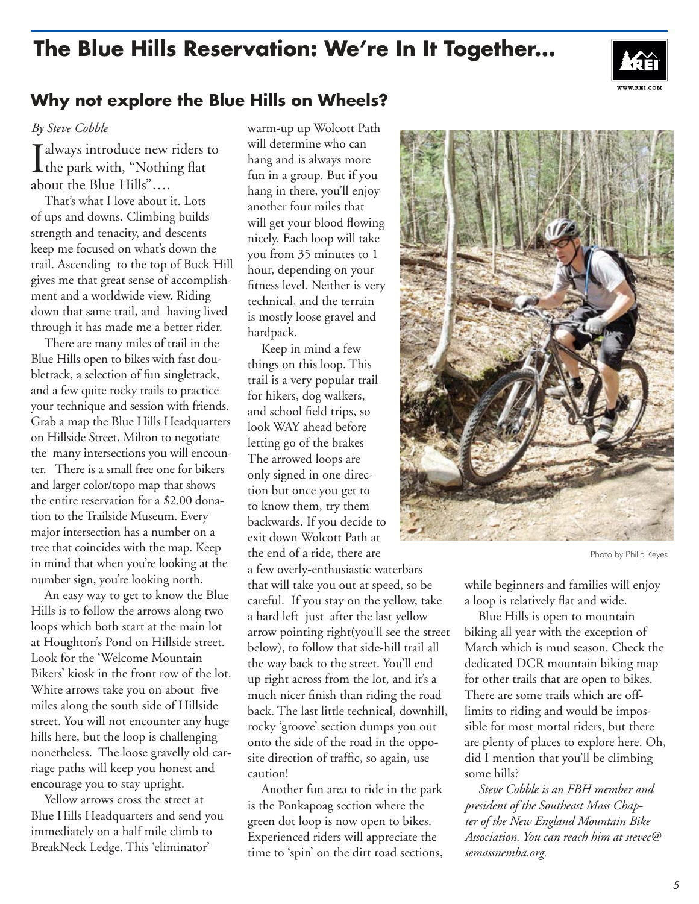# The Blue Hills Reservation: We're In It Together...

## Why not explore the Blue Hills on Wheels?

*By Steve Cobble*

I always introduce new riders to the park with, "Nothing flat about the Blue Hills"….

That's what I love about it. Lots of ups and downs. Climbing builds strength and tenacity, and descents keep me focused on what's down the trail. Ascending to the top of Buck Hill gives me that great sense of accomplishment and a worldwide view. Riding down that same trail, and having lived through it has made me a better rider.

There are many miles of trail in the Blue Hills open to bikes with fast doubletrack, a selection of fun singletrack, and a few quite rocky trails to practice your technique and session with friends. Grab a map the Blue Hills Headquarters on Hillside Street, Milton to negotiate the many intersections you will encounter. There is a small free one for bikers and larger color/topo map that shows the entire reservation for a $2.00 donation to the Trailside Museum. Every major intersection has a number on a tree that coincides with the map. Keep in mind that when you're looking at the number sign, you're looking north.

An easy way to get to know the Blue Hills is to follow the arrows along two loops which both start at the main lot at Houghton's Pond on Hillside street. Look for the 'Welcome Mountain Bikers' kiosk in the front row of the lot. White arrows take you on about five miles along the south side of Hillside street. You will not encounter any huge hills here, but the loop is challenging nonetheless. The loose gravelly old carriage paths will keep you honest and encourage you to stay upright.

Yellow arrows cross the street at Blue Hills Headquarters and send you immediately on a half mile climb to BreakNeck Ledge. This 'eliminator' warm-up up Wolcott Path will determine who can hang and is always more fun in a group. But if you hang in there, you'll enjoy another four miles that will get your blood flowing nicely. Each loop will take you from 35 minutes to 1 hour, depending on your fitness level. Neither is very technical, and the terrain is mostly loose gravel and hardpack.

Keep in mind a few things on this loop. This trail is a very popular trail for hikers, dog walkers, and school field trips, so look WAY ahead before letting go of the brakes The arrowed loops are only signed in one direction but once you get to to know them, try them backwards. If you decide to exit down Wolcott Path at the end of a ride, there are a few overly-enthusiastic waterbars that will take you out at speed, so be careful. If you stay on the yellow, take a hard left just after the last yellow arrow pointing right(you'll see the street below), to follow that side-hill trail all the way back to the street. You'll end up right across from the lot, and it's a much nicer finish than riding the road back. The last little technical, downhill, rocky 'groove' section dumps you out onto the side of the road in the opposite direction of traffic, so again, use caution!

Another fun area to ride in the park is the Ponkapoag section where the green dot loop is now open to bikes. Experienced riders will appreciate the time to 'spin' on the dirt road sections, while beginners and families will enjoy a loop is relatively flat and wide.

Photo by Philip Keyes

Blue Hills is open to mountain biking all year with the exception of March which is mud season. Check the dedicated DCR mountain biking map for other trails that are open to bikes. There are some trails which are off-limits to riding and would be impossible for most mortal riders, but there are plenty of places to explore here. Oh, did I mention that you'll be climbing some hills?

*Steve Cobble is an FBH member and president of the Southeast Mass Chapter of the New England Mountain Bike Association. You can reach him at stevec@semassnemba.org.*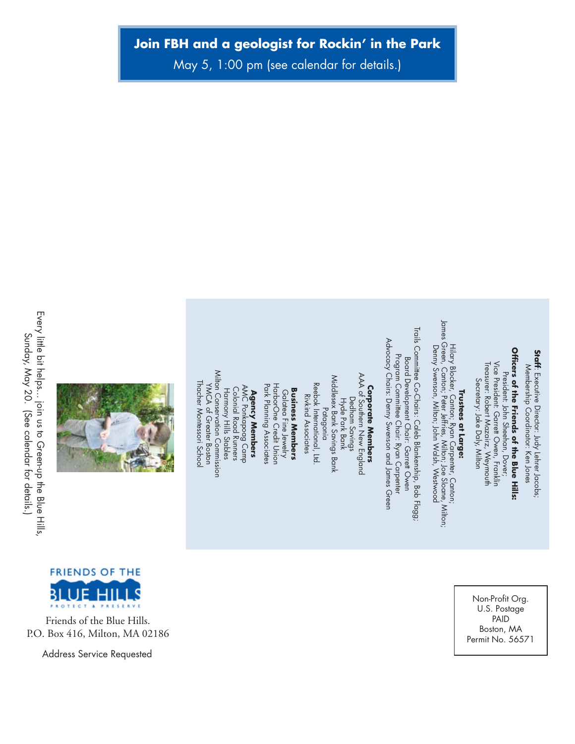**Join FBH and a geologist for Rockin' in the Park**
May 5, 1:00 pm (see calendar for details.)

**Staff**: Executive Director: Judy Lehrer Jacobs; Membership Coordinator: Ken Jones

**Officers of the Friends of the Blue Hills:**
President: John Sheehan, Dover;
Vice President: Garrett Owen, Franklin
Treasurer: Robert Mazairz, Weymouth
Secretary: Jake Daly, Milton

**Trustees at Large:**
Hilary Blocker, Canton; Ryan Carpenter, Canton;
James Green, Canton; Peter Jeffries, Milton; Joe Sloane, Milton;
Denny Swenson, Milton; John Walsh, Westwood

Trails Committee Co-Chairs: Caleb Blankenship, Bob Flagg;
Board Development Chair: Garrett Owen
Program Committee Chair: Ryan Carpenter
Advocacy Chairs: Denny Swenson and James Green

**Corporate Members**
AAA of Southern New England
Dedham Savings
Hyde Park Bank
Middlesex Bank Savings Bank
Patagonia
Reebok International, Ltd.
Rivkind Associates

**Business Members**
Galatea Fine Jewelry
HarborOne Credit Union
Park Planning Associates

**Agency Members**
AMC Ponkapoag Camp
Colonial Road Runners
Harmony Hills Stables
Milton Conservation Commission
YMCA of Greater Boston
Thacher Montessori School

Every little bit helps... join us to Green-up the Blue Hills, Sunday, May 20. (See calendar for details.)

FRIENDS OF THE BLUE HILLS
PROTECT & PRESERVE

Friends of the Blue Hills.
P.O. Box 416, Milton, MA 02186

Address Service Requested

Non-Profit Org.
U.S. Postage
PAID
Boston, MA
Permit No. 56571